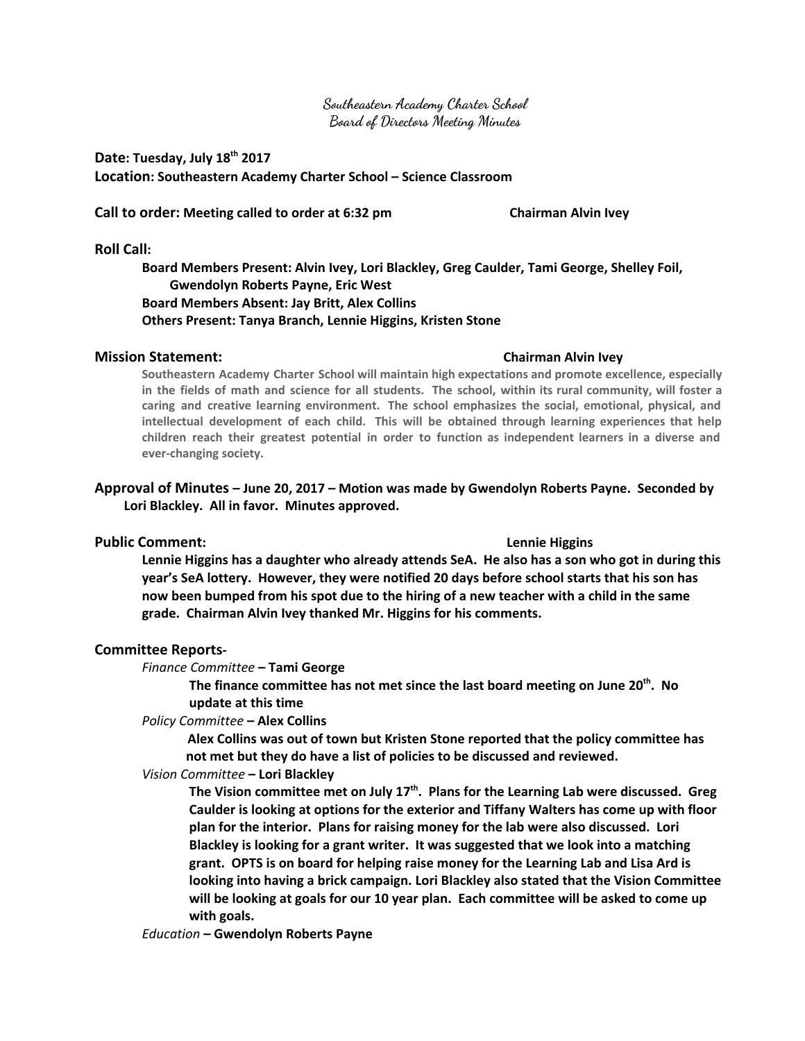# Southeastern Academy Charter School
## Board of Directors Meeting Minutes

**Date: Tuesday, July 18th 2017**
**Location: Southeastern Academy Charter School – Science Classroom**

**Call to order: Meeting called to order at 6:32 pm** — **Chairman Alvin Ivey**

**Roll Call:**

**Board Members Present: Alvin Ivey, Lori Blackley, Greg Caulder, Tami George, Shelley Foil, Gwendolyn Roberts Payne, Eric West**
**Board Members Absent: Jay Britt, Alex Collins**
**Others Present: Tanya Branch, Lennie Higgins, Kristen Stone**

**Mission Statement:** — **Chairman Alvin Ivey**

**Southeastern Academy Charter School will maintain high expectations and promote excellence, especially in the fields of math and science for all students. The school, within its rural community, will foster a caring and creative learning environment. The school emphasizes the social, emotional, physical, and intellectual development of each child. This will be obtained through learning experiences that help children reach their greatest potential in order to function as independent learners in a diverse and ever-changing society.**

**Approval of Minutes – June 20, 2017 – Motion was made by Gwendolyn Roberts Payne. Seconded by Lori Blackley. All in favor. Minutes approved.**

**Public Comment:** — **Lennie Higgins**

**Lennie Higgins has a daughter who already attends SeA. He also has a son who got in during this year's SeA lottery. However, they were notified 20 days before school starts that his son has now been bumped from his spot due to the hiring of a new teacher with a child in the same grade. Chairman Alvin Ivey thanked Mr. Higgins for his comments.**

**Committee Reports-**

*Finance Committee* **– Tami George**

**The finance committee has not met since the last board meeting on June 20th. No update at this time**

*Policy Committee* **– Alex Collins**

**Alex Collins was out of town but Kristen Stone reported that the policy committee has not met but they do have a list of policies to be discussed and reviewed.**

*Vision Committee* **– Lori Blackley**

**The Vision committee met on July 17th. Plans for the Learning Lab were discussed. Greg Caulder is looking at options for the exterior and Tiffany Walters has come up with floor plan for the interior. Plans for raising money for the lab were also discussed. Lori Blackley is looking for a grant writer. It was suggested that we look into a matching grant. OPTS is on board for helping raise money for the Learning Lab and Lisa Ard is looking into having a brick campaign. Lori Blackley also stated that the Vision Committee will be looking at goals for our 10 year plan. Each committee will be asked to come up with goals.**

*Education* **– Gwendolyn Roberts Payne**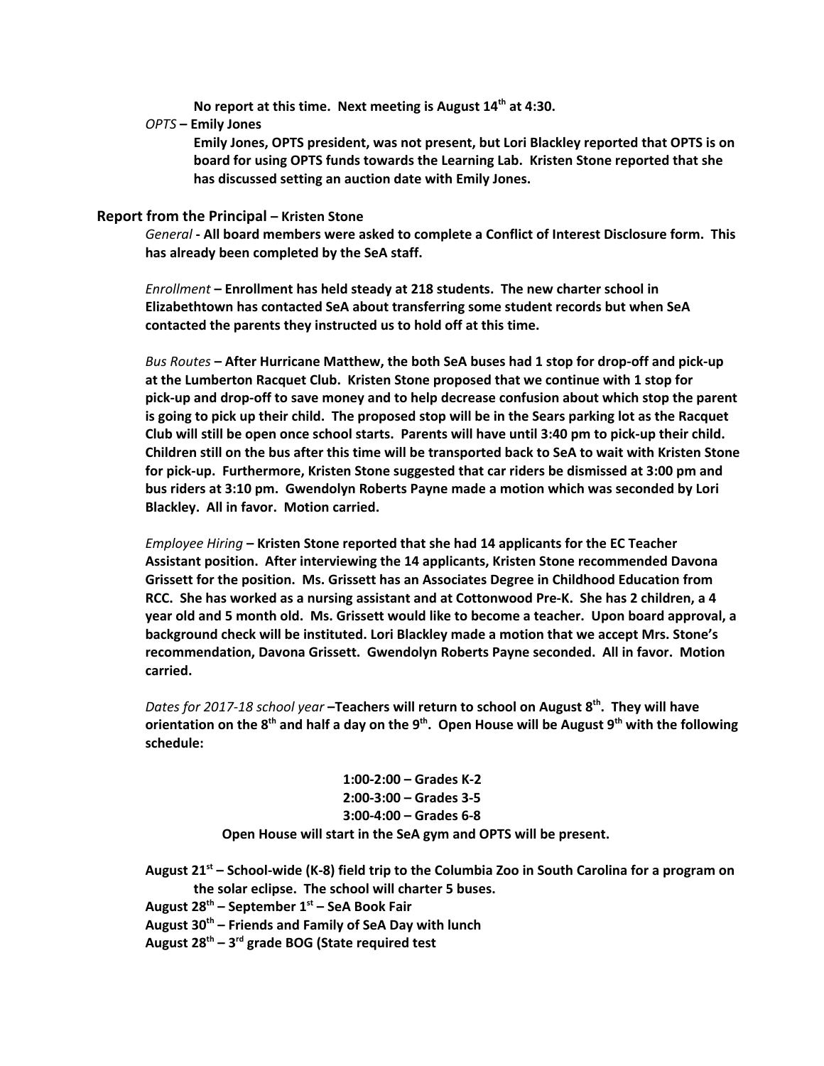**No report at this time. Next meeting is August 14th at 4:30.**

*OPTS* **– Emily Jones**

**Emily Jones, OPTS president, was not present, but Lori Blackley reported that OPTS is on board for using OPTS funds towards the Learning Lab. Kristen Stone reported that she has discussed setting an auction date with Emily Jones.**

**Report from the Principal – Kristen Stone**

*General* **- All board members were asked to complete a Conflict of Interest Disclosure form. This has already been completed by the SeA staff.**

*Enrollment* **– Enrollment has held steady at 218 students. The new charter school in Elizabethtown has contacted SeA about transferring some student records but when SeA contacted the parents they instructed us to hold off at this time.**

*Bus Routes* **– After Hurricane Matthew, the both SeA buses had 1 stop for drop-off and pick-up at the Lumberton Racquet Club. Kristen Stone proposed that we continue with 1 stop for pick-up and drop-off to save money and to help decrease confusion about which stop the parent is going to pick up their child. The proposed stop will be in the Sears parking lot as the Racquet Club will still be open once school starts. Parents will have until 3:40 pm to pick-up their child. Children still on the bus after this time will be transported back to SeA to wait with Kristen Stone for pick-up. Furthermore, Kristen Stone suggested that car riders be dismissed at 3:00 pm and bus riders at 3:10 pm. Gwendolyn Roberts Payne made a motion which was seconded by Lori Blackley. All in favor. Motion carried.**

*Employee Hiring* **– Kristen Stone reported that she had 14 applicants for the EC Teacher Assistant position. After interviewing the 14 applicants, Kristen Stone recommended Davona Grissett for the position. Ms. Grissett has an Associates Degree in Childhood Education from RCC. She has worked as a nursing assistant and at Cottonwood Pre-K. She has 2 children, a 4 year old and 5 month old. Ms. Grissett would like to become a teacher. Upon board approval, a background check will be instituted. Lori Blackley made a motion that we accept Mrs. Stone's recommendation, Davona Grissett. Gwendolyn Roberts Payne seconded. All in favor. Motion carried.**

*Dates for 2017-18 school year* **–Teachers will return to school on August 8th. They will have orientation on the 8th and half a day on the 9th. Open House will be August 9th with the following schedule:**

**1:00-2:00 – Grades K-2**
**2:00-3:00 – Grades 3-5**
**3:00-4:00 – Grades 6-8**

**Open House will start in the SeA gym and OPTS will be present.**

**August 21st – School-wide (K-8) field trip to the Columbia Zoo in South Carolina for a program on the solar eclipse. The school will charter 5 buses.**
**August 28th – September 1st – SeA Book Fair**
**August 30th – Friends and Family of SeA Day with lunch**
**August 28th – 3rd grade BOG (State required test**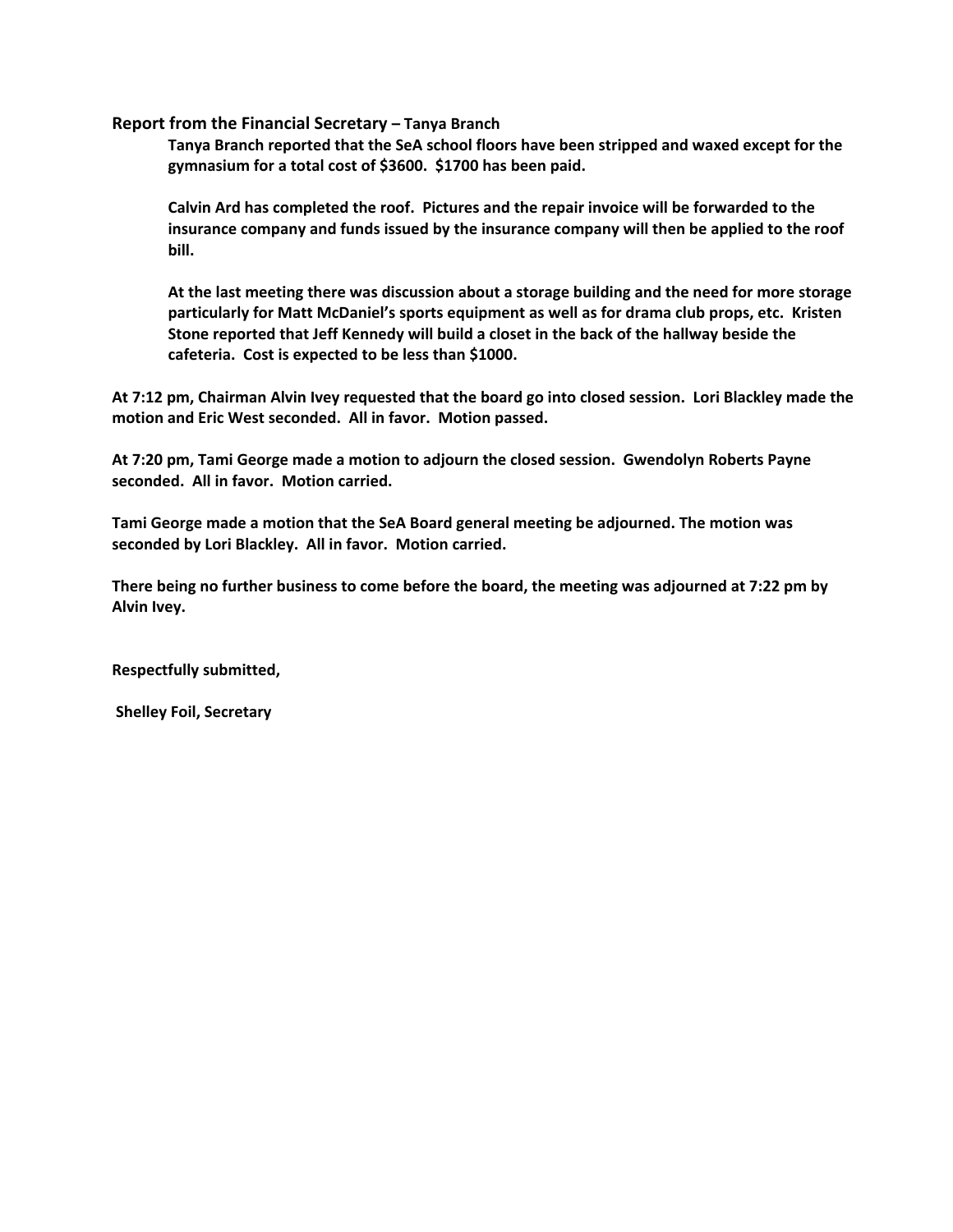**Report from the Financial Secretary – Tanya Branch**

**Tanya Branch reported that the SeA school floors have been stripped and waxed except for the gymnasium for a total cost of $3600. $1700 has been paid.**

**Calvin Ard has completed the roof. Pictures and the repair invoice will be forwarded to the insurance company and funds issued by the insurance company will then be applied to the roof bill.**

**At the last meeting there was discussion about a storage building and the need for more storage particularly for Matt McDaniel's sports equipment as well as for drama club props, etc. Kristen Stone reported that Jeff Kennedy will build a closet in the back of the hallway beside the cafeteria. Cost is expected to be less than $1000.**

**At 7:12 pm, Chairman Alvin Ivey requested that the board go into closed session. Lori Blackley made the motion and Eric West seconded. All in favor. Motion passed.**

**At 7:20 pm, Tami George made a motion to adjourn the closed session. Gwendolyn Roberts Payne seconded. All in favor. Motion carried.**

**Tami George made a motion that the SeA Board general meeting be adjourned. The motion was seconded by Lori Blackley. All in favor. Motion carried.**

**There being no further business to come before the board, the meeting was adjourned at 7:22 pm by Alvin Ivey.**

**Respectfully submitted,**

**Shelley Foil, Secretary**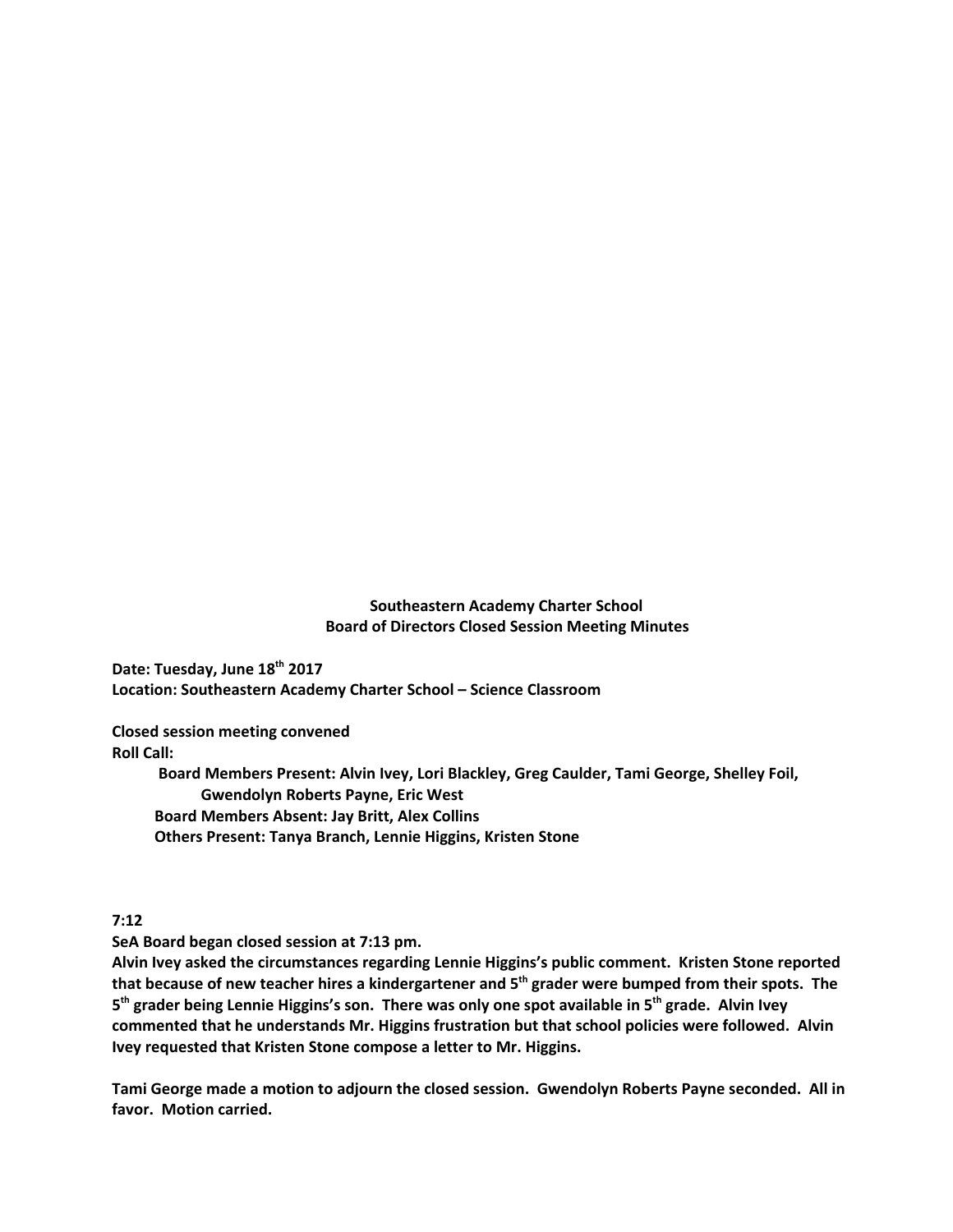**Southeastern Academy Charter School**
**Board of Directors Closed Session Meeting Minutes**

**Date: Tuesday, June 18th 2017**
**Location: Southeastern Academy Charter School – Science Classroom**

**Closed session meeting convened**
**Roll Call:**

**Board Members Present: Alvin Ivey, Lori Blackley, Greg Caulder, Tami George, Shelley Foil, Gwendolyn Roberts Payne, Eric West**
**Board Members Absent: Jay Britt, Alex Collins**
**Others Present: Tanya Branch, Lennie Higgins, Kristen Stone**

**7:12**
**SeA Board began closed session at 7:13 pm.**
**Alvin Ivey asked the circumstances regarding Lennie Higgins's public comment. Kristen Stone reported that because of new teacher hires a kindergartener and 5th grader were bumped from their spots. The 5th grader being Lennie Higgins's son. There was only one spot available in 5th grade. Alvin Ivey commented that he understands Mr. Higgins frustration but that school policies were followed. Alvin Ivey requested that Kristen Stone compose a letter to Mr. Higgins.**

**Tami George made a motion to adjourn the closed session. Gwendolyn Roberts Payne seconded. All in favor. Motion carried.**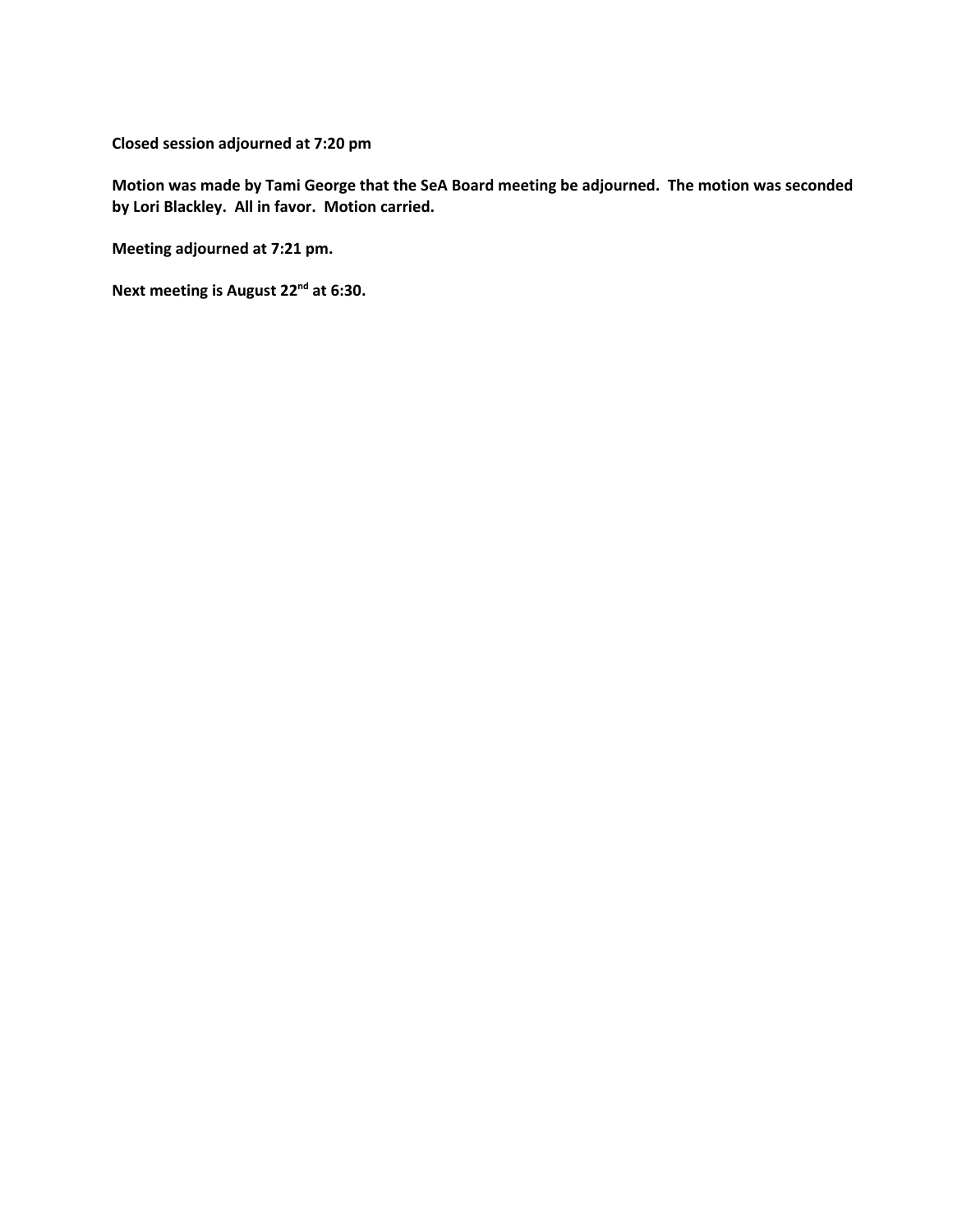**Closed session adjourned at 7:20 pm**

**Motion was made by Tami George that the SeA Board meeting be adjourned. The motion was seconded by Lori Blackley. All in favor. Motion carried.**

**Meeting adjourned at 7:21 pm.**

**Next meeting is August 22nd at 6:30.**